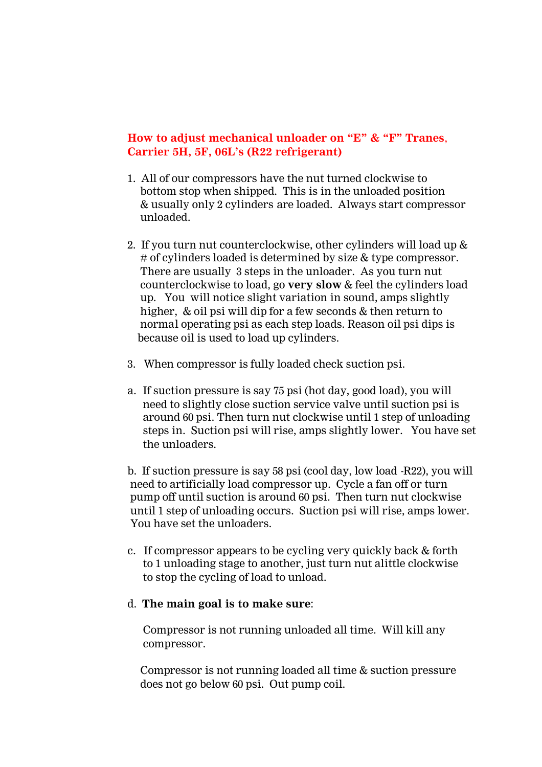## How to adjust mechanical unloader on "E" & "F" Tranes, Carrier 5H, 5F, 06L's (R22 refrigerant)

1. All of our compressors have the nut turned clockwise to bottom stop when shipped. This is in the unloaded position & usually only 2 cylinders are loaded. Always start compressor unloaded.

2. If you turn nut counterclockwise, other cylinders will load up & # of cylinders loaded is determined by size & type compressor. There are usually 3 steps in the unloader. As you turn nut counterclockwise to load, go **very slow** & feel the cylinders load up. You will notice slight variation in sound, amps slightly higher, & oil psi will dip for a few seconds & then return to normal operating psi as each step loads. Reason oil psi dips is because oil is used to load up cylinders.

3. When compressor is fully loaded check suction psi.

a. If suction pressure is say 75 psi (hot day, good load), you will need to slightly close suction service valve until suction psi is around 60 psi. Then turn nut clockwise until 1 step of unloading steps in. Suction psi will rise, amps slightly lower. You have set the unloaders.

b. If suction pressure is say 58 psi (cool day, low load -R22), you will need to artificially load compressor up. Cycle a fan off or turn pump off until suction is around 60 psi. Then turn nut clockwise until 1 step of unloading occurs. Suction psi will rise, amps lower. You have set the unloaders.

c. If compressor appears to be cycling very quickly back & forth to 1 unloading stage to another, just turn nut alittle clockwise to stop the cycling of load to unload.

d. **The main goal is to make sure**:

Compressor is not running unloaded all time. Will kill any compressor.

Compressor is not running loaded all time & suction pressure does not go below 60 psi. Out pump coil.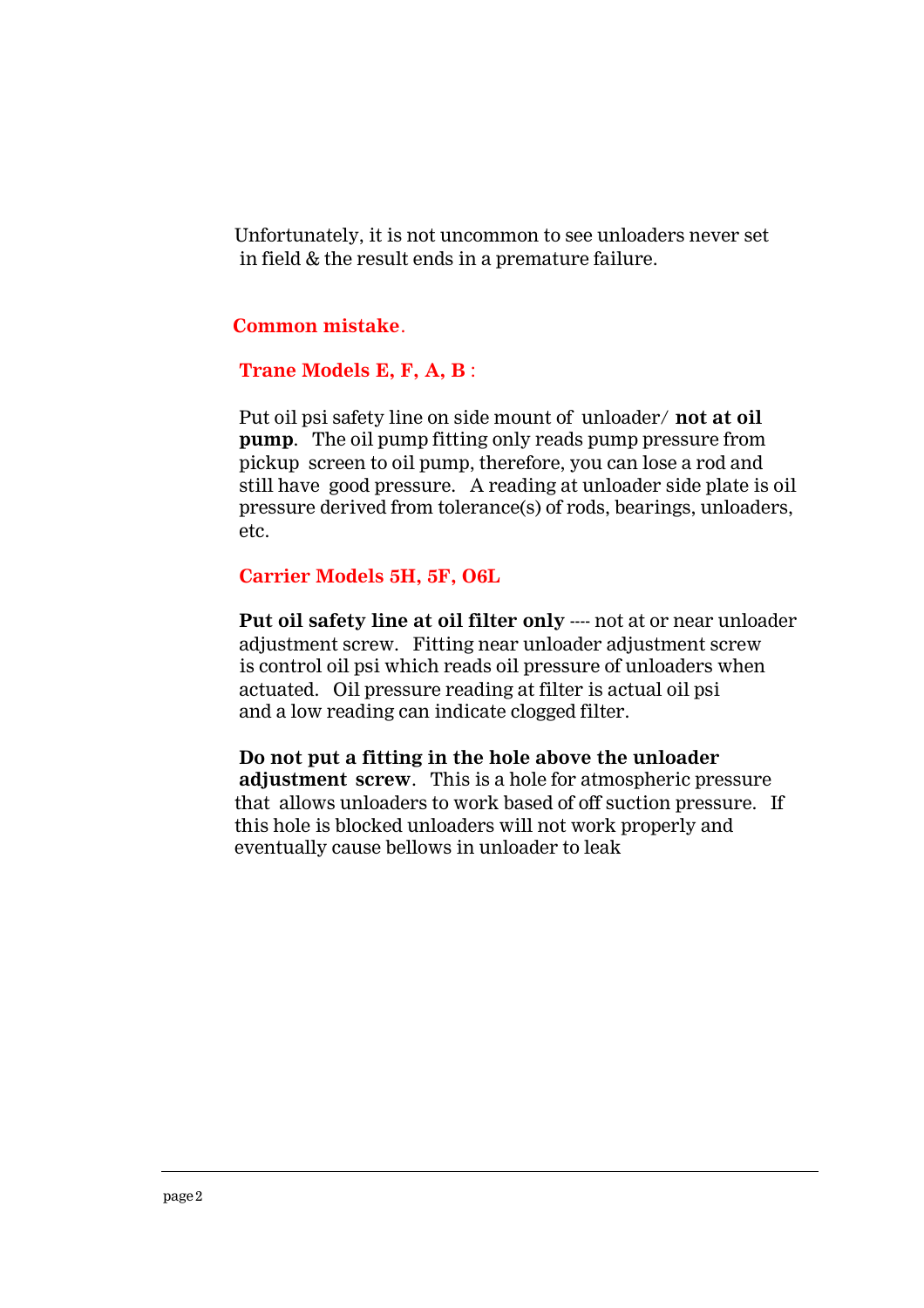Unfortunately, it is not uncommon to see unloaders never set in field & the result ends in a premature failure.

## Common mistake.

### Trane Models E, F, A, B :

Put oil psi safety line on side mount of unloader/ **not at oil pump**. The oil pump fitting only reads pump pressure from pickup screen to oil pump, therefore, you can lose a rod and still have good pressure. A reading at unloader side plate is oil pressure derived from tolerance(s) of rods, bearings, unloaders, etc.

### Carrier Models 5H, 5F, O6L

**Put oil safety line at oil filter only** ---- not at or near unloader adjustment screw. Fitting near unloader adjustment screw is control oil psi which reads oil pressure of unloaders when actuated. Oil pressure reading at filter is actual oil psi and a low reading can indicate clogged filter.

**Do not put a fitting in the hole above the unloader adjustment screw**. This is a hole for atmospheric pressure that allows unloaders to work based of off suction pressure. If this hole is blocked unloaders will not work properly and eventually cause bellows in unloader to leak